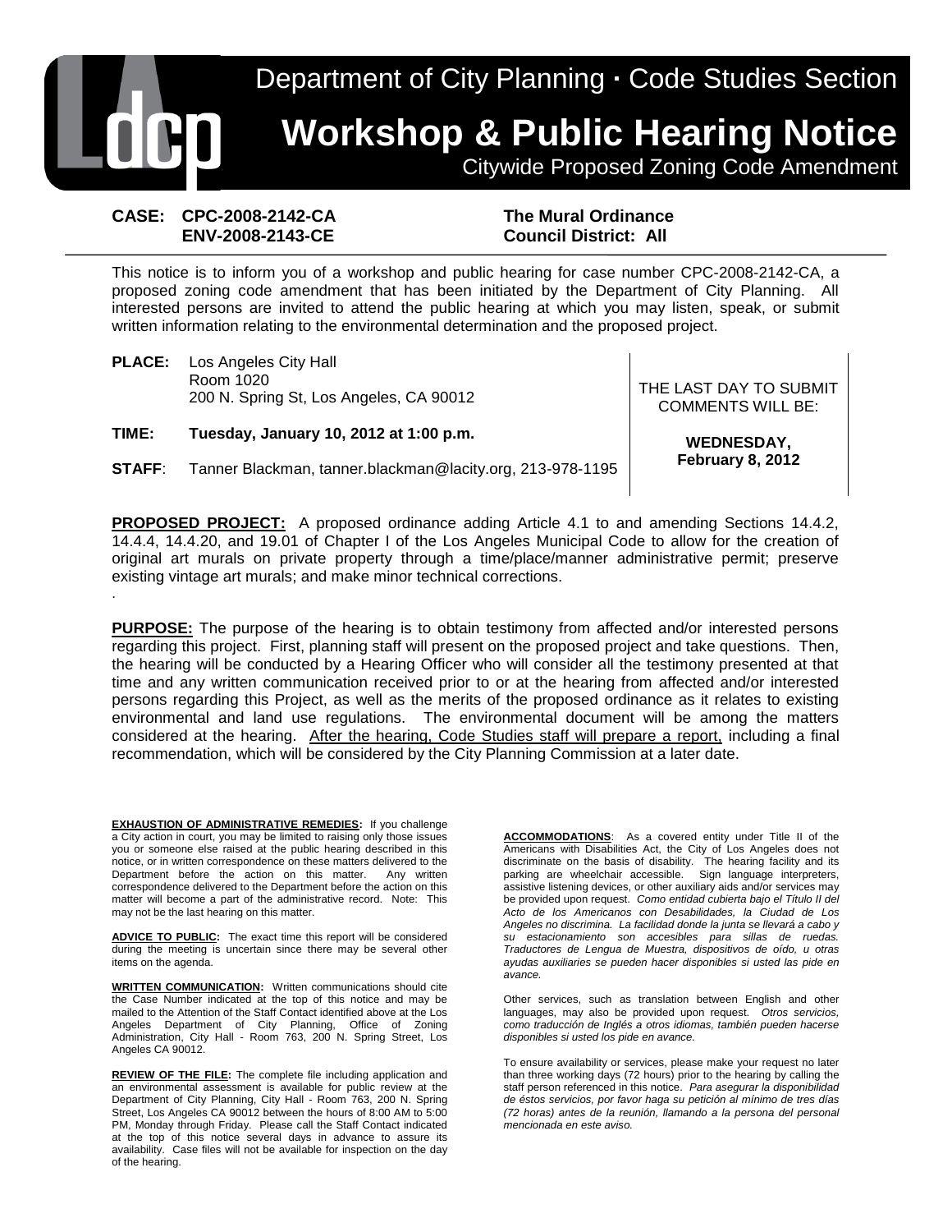# Department of City Planning · Code Studies Section

# Workshop & Public Hearing Notice

Citywide Proposed Zoning Code Amendment

**CASE: CPC-2008-2142-CA**
**ENV-2008-2143-CE**

**The Mural Ordinance**
**Council District: All**

This notice is to inform you of a workshop and public hearing for case number CPC-2008-2142-CA, a proposed zoning code amendment that has been initiated by the Department of City Planning. All interested persons are invited to attend the public hearing at which you may listen, speak, or submit written information relating to the environmental determination and the proposed project.

**PLACE:** Los Angeles City Hall
Room 1020
200 N. Spring St, Los Angeles, CA 90012

**TIME:** **Tuesday, January 10, 2012 at 1:00 p.m.**

**STAFF**: Tanner Blackman, tanner.blackman@lacity.org, 213-978-1195

THE LAST DAY TO SUBMIT COMMENTS WILL BE:

**WEDNESDAY, February 8, 2012**

**PROPOSED PROJECT:** A proposed ordinance adding Article 4.1 to and amending Sections 14.4.2, 14.4.4, 14.4.20, and 19.01 of Chapter I of the Los Angeles Municipal Code to allow for the creation of original art murals on private property through a time/place/manner administrative permit; preserve existing vintage art murals; and make minor technical corrections.

.

**PURPOSE:** The purpose of the hearing is to obtain testimony from affected and/or interested persons regarding this project. First, planning staff will present on the proposed project and take questions. Then, the hearing will be conducted by a Hearing Officer who will consider all the testimony presented at that time and any written communication received prior to or at the hearing from affected and/or interested persons regarding this Project, as well as the merits of the proposed ordinance as it relates to existing environmental and land use regulations. The environmental document will be among the matters considered at the hearing. After the hearing, Code Studies staff will prepare a report, including a final recommendation, which will be considered by the City Planning Commission at a later date.

**EXHAUSTION OF ADMINISTRATIVE REMEDIES:** If you challenge a City action in court, you may be limited to raising only those issues you or someone else raised at the public hearing described in this notice, or in written correspondence on these matters delivered to the Department before the action on this matter. Any written correspondence delivered to the Department before the action on this matter will become a part of the administrative record. Note: This may not be the last hearing on this matter.

**ADVICE TO PUBLIC:** The exact time this report will be considered during the meeting is uncertain since there may be several other items on the agenda.

**WRITTEN COMMUNICATION:** Written communications should cite the Case Number indicated at the top of this notice and may be mailed to the Attention of the Staff Contact identified above at the Los Angeles Department of City Planning, Office of Zoning Administration, City Hall - Room 763, 200 N. Spring Street, Los Angeles CA 90012.

**REVIEW OF THE FILE:** The complete file including application and an environmental assessment is available for public review at the Department of City Planning, City Hall - Room 763, 200 N. Spring Street, Los Angeles CA 90012 between the hours of 8:00 AM to 5:00 PM, Monday through Friday. Please call the Staff Contact indicated at the top of this notice several days in advance to assure its availability. Case files will not be available for inspection on the day of the hearing.

**ACCOMMODATIONS**: As a covered entity under Title II of the Americans with Disabilities Act, the City of Los Angeles does not discriminate on the basis of disability. The hearing facility and its parking are wheelchair accessible. Sign language interpreters, assistive listening devices, or other auxiliary aids and/or services may be provided upon request. *Como entidad cubierta bajo el Título II del Acto de los Americanos con Desabilidades, la Ciudad de Los Angeles no discrimina. La facilidad donde la junta se llevará a cabo y su estacionamiento son accesibles para sillas de ruedas. Traductores de Lengua de Muestra, dispositivos de oído, u otras ayudas auxiliaries se pueden hacer disponibles si usted las pide en avance.*

Other services, such as translation between English and other languages, may also be provided upon request. *Otros servicios, como traducción de Inglés a otros idiomas, también pueden hacerse disponibles si usted los pide en avance.*

To ensure availability or services, please make your request no later than three working days (72 hours) prior to the hearing by calling the staff person referenced in this notice. *Para asegurar la disponibilidad de éstos servicios, por favor haga su petición al mínimo de tres días (72 horas) antes de la reunión, llamando a la persona del personal mencionada en este aviso.*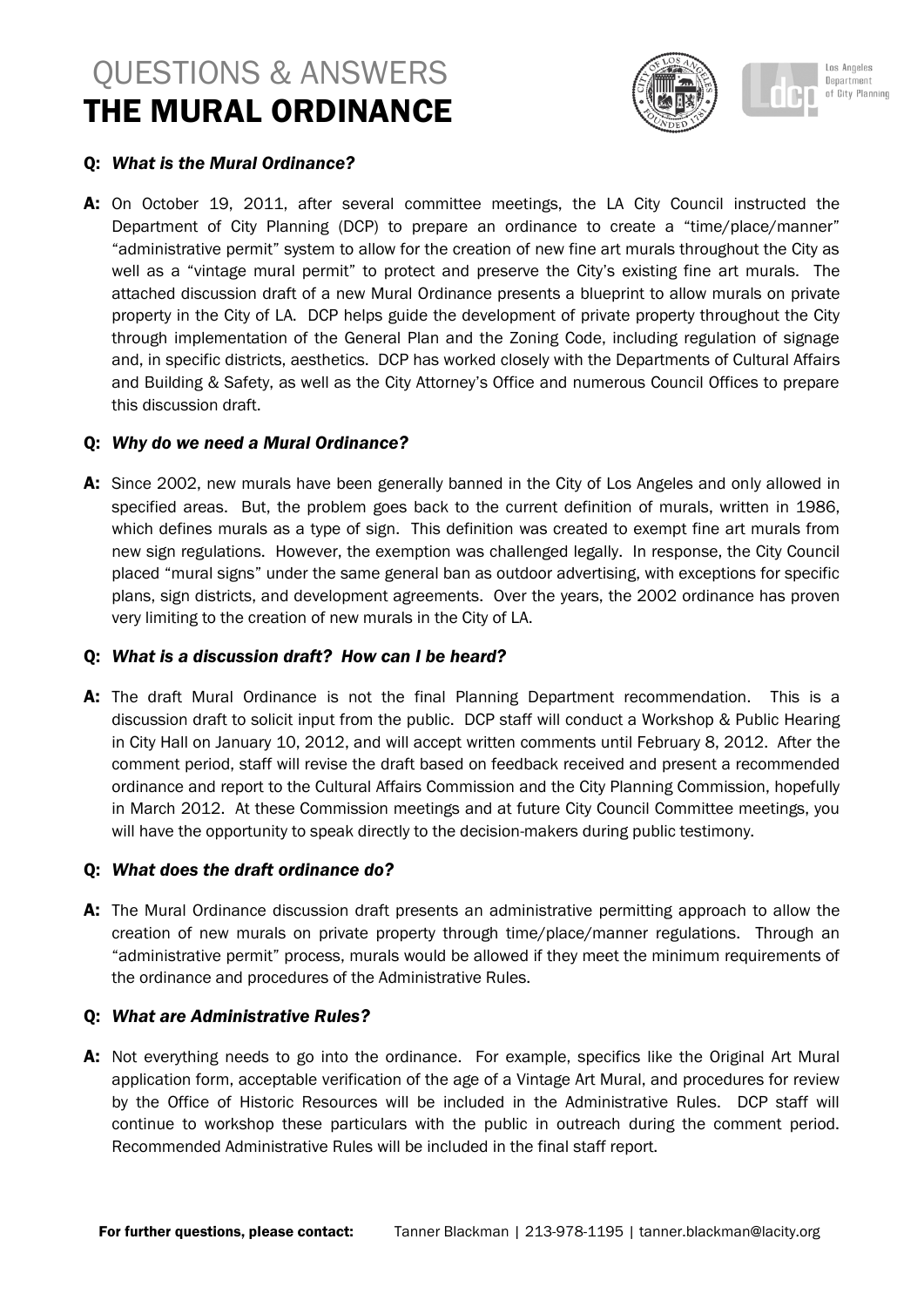# QUESTIONS & ANSWERS
# THE MURAL ORDINANCE

**Q:** ***What is the Mural Ordinance?***

**A:** On October 19, 2011, after several committee meetings, the LA City Council instructed the Department of City Planning (DCP) to prepare an ordinance to create a "time/place/manner" "administrative permit" system to allow for the creation of new fine art murals throughout the City as well as a "vintage mural permit" to protect and preserve the City's existing fine art murals. The attached discussion draft of a new Mural Ordinance presents a blueprint to allow murals on private property in the City of LA. DCP helps guide the development of private property throughout the City through implementation of the General Plan and the Zoning Code, including regulation of signage and, in specific districts, aesthetics. DCP has worked closely with the Departments of Cultural Affairs and Building & Safety, as well as the City Attorney's Office and numerous Council Offices to prepare this discussion draft.

**Q:** ***Why do we need a Mural Ordinance?***

**A:** Since 2002, new murals have been generally banned in the City of Los Angeles and only allowed in specified areas. But, the problem goes back to the current definition of murals, written in 1986, which defines murals as a type of sign. This definition was created to exempt fine art murals from new sign regulations. However, the exemption was challenged legally. In response, the City Council placed "mural signs" under the same general ban as outdoor advertising, with exceptions for specific plans, sign districts, and development agreements. Over the years, the 2002 ordinance has proven very limiting to the creation of new murals in the City of LA.

**Q:** ***What is a discussion draft? How can I be heard?***

**A:** The draft Mural Ordinance is not the final Planning Department recommendation. This is a discussion draft to solicit input from the public. DCP staff will conduct a Workshop & Public Hearing in City Hall on January 10, 2012, and will accept written comments until February 8, 2012. After the comment period, staff will revise the draft based on feedback received and present a recommended ordinance and report to the Cultural Affairs Commission and the City Planning Commission, hopefully in March 2012. At these Commission meetings and at future City Council Committee meetings, you will have the opportunity to speak directly to the decision-makers during public testimony.

**Q:** ***What does the draft ordinance do?***

**A:** The Mural Ordinance discussion draft presents an administrative permitting approach to allow the creation of new murals on private property through time/place/manner regulations. Through an "administrative permit" process, murals would be allowed if they meet the minimum requirements of the ordinance and procedures of the Administrative Rules.

**Q:** ***What are Administrative Rules?***

**A:** Not everything needs to go into the ordinance. For example, specifics like the Original Art Mural application form, acceptable verification of the age of a Vintage Art Mural, and procedures for review by the Office of Historic Resources will be included in the Administrative Rules. DCP staff will continue to workshop these particulars with the public in outreach during the comment period. Recommended Administrative Rules will be included in the final staff report.

**For further questions, please contact:** Tanner Blackman | 213-978-1195 | tanner.blackman@lacity.org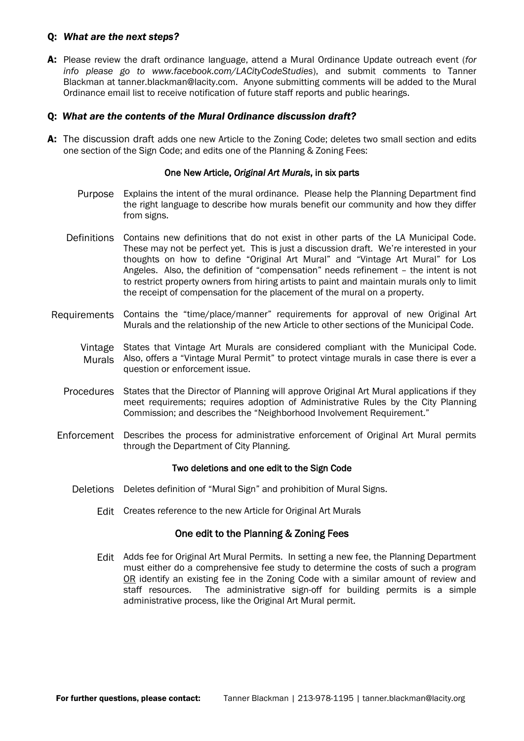**Q:** ***What are the next steps?***

**A:** Please review the draft ordinance language, attend a Mural Ordinance Update outreach event (*for info please go to www.facebook.com/LACityCodeStudies*), and submit comments to Tanner Blackman at tanner.blackman@lacity.com. Anyone submitting comments will be added to the Mural Ordinance email list to receive notification of future staff reports and public hearings.

**Q:** ***What are the contents of the Mural Ordinance discussion draft?***

**A:** The discussion draft adds one new Article to the Zoning Code; deletes two small section and edits one section of the Sign Code; and edits one of the Planning & Zoning Fees:

### One New Article, *Original Art Murals*, in six parts

**Purpose** Explains the intent of the mural ordinance. Please help the Planning Department find the right language to describe how murals benefit our community and how they differ from signs.

**Definitions** Contains new definitions that do not exist in other parts of the LA Municipal Code. These may not be perfect yet. This is just a discussion draft. We're interested in your thoughts on how to define "Original Art Mural" and "Vintage Art Mural" for Los Angeles. Also, the definition of "compensation" needs refinement – the intent is not to restrict property owners from hiring artists to paint and maintain murals only to limit the receipt of compensation for the placement of the mural on a property.

**Requirements** Contains the "time/place/manner" requirements for approval of new Original Art Murals and the relationship of the new Article to other sections of the Municipal Code.

**Vintage Murals** States that Vintage Art Murals are considered compliant with the Municipal Code. Also, offers a "Vintage Mural Permit" to protect vintage murals in case there is ever a question or enforcement issue.

**Procedures** States that the Director of Planning will approve Original Art Mural applications if they meet requirements; requires adoption of Administrative Rules by the City Planning Commission; and describes the "Neighborhood Involvement Requirement."

**Enforcement** Describes the process for administrative enforcement of Original Art Mural permits through the Department of City Planning.

### Two deletions and one edit to the Sign Code

**Deletions** Deletes definition of "Mural Sign" and prohibition of Mural Signs.

**Edit** Creates reference to the new Article for Original Art Murals

### One edit to the Planning & Zoning Fees

**Edit** Adds fee for Original Art Mural Permits. In setting a new fee, the Planning Department must either do a comprehensive fee study to determine the costs of such a program OR identify an existing fee in the Zoning Code with a similar amount of review and staff resources. The administrative sign-off for building permits is a simple administrative process, like the Original Art Mural permit.

**For further questions, please contact:** Tanner Blackman | 213-978-1195 | tanner.blackman@lacity.org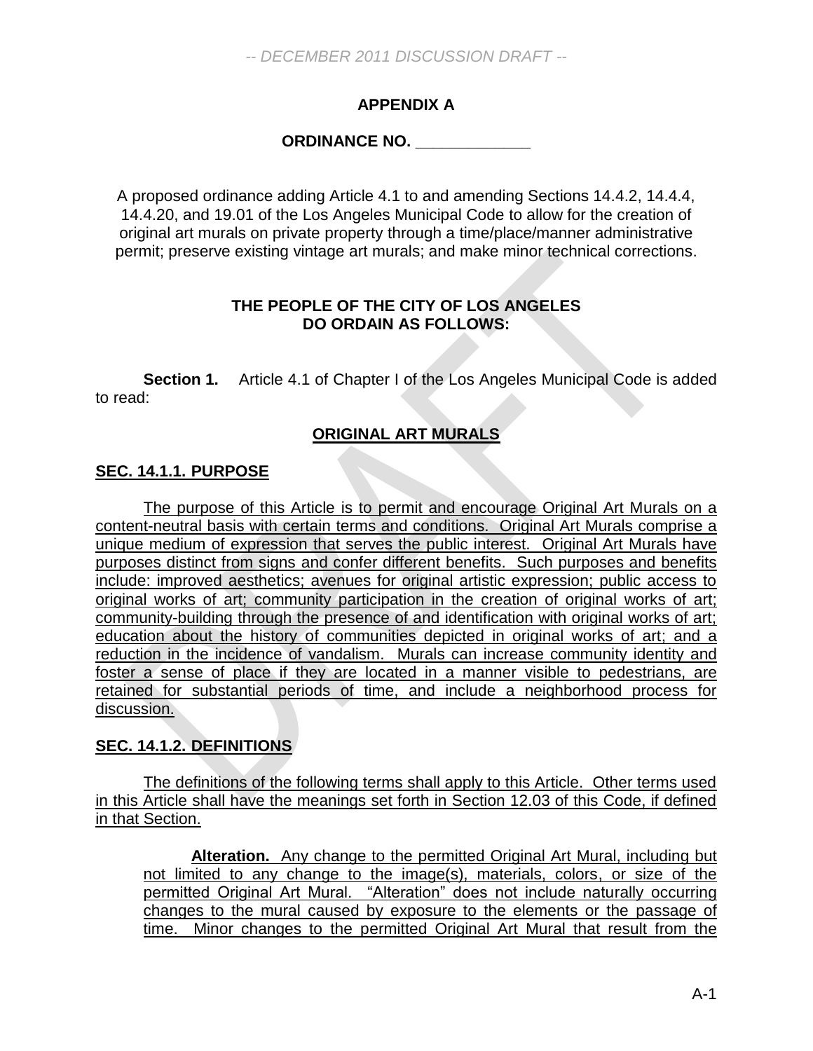-- DECEMBER 2011 DISCUSSION DRAFT --

**APPENDIX A**

**ORDINANCE NO. _____________**

A proposed ordinance adding Article 4.1 to and amending Sections 14.4.2, 14.4.4, 14.4.20, and 19.01 of the Los Angeles Municipal Code to allow for the creation of original art murals on private property through a time/place/manner administrative permit; preserve existing vintage art murals; and make minor technical corrections.

**THE PEOPLE OF THE CITY OF LOS ANGELES DO ORDAIN AS FOLLOWS:**

**Section 1.** Article 4.1 of Chapter I of the Los Angeles Municipal Code is added to read:

**ORIGINAL ART MURALS**

**SEC. 14.1.1. PURPOSE**

The purpose of this Article is to permit and encourage Original Art Murals on a content-neutral basis with certain terms and conditions. Original Art Murals comprise a unique medium of expression that serves the public interest. Original Art Murals have purposes distinct from signs and confer different benefits. Such purposes and benefits include: improved aesthetics; avenues for original artistic expression; public access to original works of art; community participation in the creation of original works of art; community-building through the presence of and identification with original works of art; education about the history of communities depicted in original works of art; and a reduction in the incidence of vandalism. Murals can increase community identity and foster a sense of place if they are located in a manner visible to pedestrians, are retained for substantial periods of time, and include a neighborhood process for discussion.

**SEC. 14.1.2. DEFINITIONS**

The definitions of the following terms shall apply to this Article. Other terms used in this Article shall have the meanings set forth in Section 12.03 of this Code, if defined in that Section.

**Alteration.** Any change to the permitted Original Art Mural, including but not limited to any change to the image(s), materials, colors, or size of the permitted Original Art Mural. "Alteration" does not include naturally occurring changes to the mural caused by exposure to the elements or the passage of time. Minor changes to the permitted Original Art Mural that result from the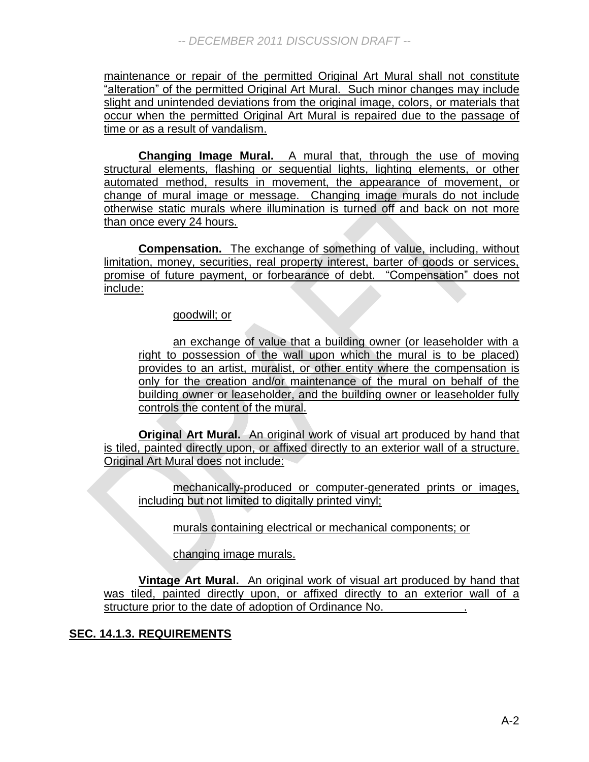maintenance or repair of the permitted Original Art Mural shall not constitute "alteration" of the permitted Original Art Mural. Such minor changes may include slight and unintended deviations from the original image, colors, or materials that occur when the permitted Original Art Mural is repaired due to the passage of time or as a result of vandalism.

**Changing Image Mural.** A mural that, through the use of moving structural elements, flashing or sequential lights, lighting elements, or other automated method, results in movement, the appearance of movement, or change of mural image or message. Changing image murals do not include otherwise static murals where illumination is turned off and back on not more than once every 24 hours.

**Compensation.** The exchange of something of value, including, without limitation, money, securities, real property interest, barter of goods or services, promise of future payment, or forbearance of debt. "Compensation" does not include:

goodwill; or

an exchange of value that a building owner (or leaseholder with a right to possession of the wall upon which the mural is to be placed) provides to an artist, muralist, or other entity where the compensation is only for the creation and/or maintenance of the mural on behalf of the building owner or leaseholder, and the building owner or leaseholder fully controls the content of the mural.

**Original Art Mural.** An original work of visual art produced by hand that is tiled, painted directly upon, or affixed directly to an exterior wall of a structure. Original Art Mural does not include:

mechanically-produced or computer-generated prints or images, including but not limited to digitally printed vinyl;

murals containing electrical or mechanical components; or

changing image murals.

**Vintage Art Mural.** An original work of visual art produced by hand that was tiled, painted directly upon, or affixed directly to an exterior wall of a structure prior to the date of adoption of Ordinance No. ____________.

## SEC. 14.1.3. REQUIREMENTS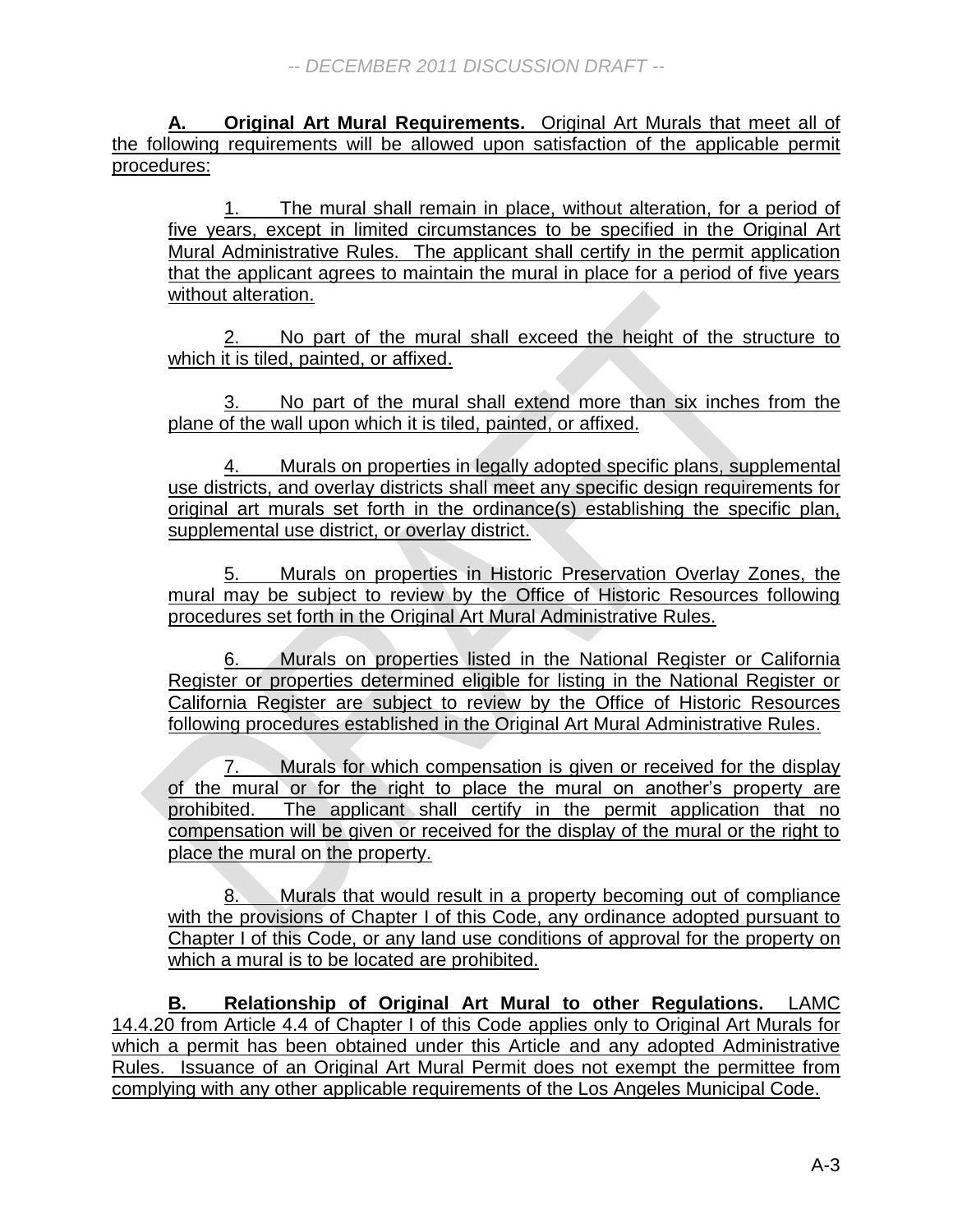**A. Original Art Mural Requirements.** Original Art Murals that meet all of the following requirements will be allowed upon satisfaction of the applicable permit procedures:

1. The mural shall remain in place, without alteration, for a period of five years, except in limited circumstances to be specified in the Original Art Mural Administrative Rules. The applicant shall certify in the permit application that the applicant agrees to maintain the mural in place for a period of five years without alteration.

2. No part of the mural shall exceed the height of the structure to which it is tiled, painted, or affixed.

3. No part of the mural shall extend more than six inches from the plane of the wall upon which it is tiled, painted, or affixed.

4. Murals on properties in legally adopted specific plans, supplemental use districts, and overlay districts shall meet any specific design requirements for original art murals set forth in the ordinance(s) establishing the specific plan, supplemental use district, or overlay district.

5. Murals on properties in Historic Preservation Overlay Zones, the mural may be subject to review by the Office of Historic Resources following procedures set forth in the Original Art Mural Administrative Rules.

6. Murals on properties listed in the National Register or California Register or properties determined eligible for listing in the National Register or California Register are subject to review by the Office of Historic Resources following procedures established in the Original Art Mural Administrative Rules.

7. Murals for which compensation is given or received for the display of the mural or for the right to place the mural on another's property are prohibited. The applicant shall certify in the permit application that no compensation will be given or received for the display of the mural or the right to place the mural on the property.

8. Murals that would result in a property becoming out of compliance with the provisions of Chapter I of this Code, any ordinance adopted pursuant to Chapter I of this Code, or any land use conditions of approval for the property on which a mural is to be located are prohibited.

**B. Relationship of Original Art Mural to other Regulations.** LAMC 14.4.20 from Article 4.4 of Chapter I of this Code applies only to Original Art Murals for which a permit has been obtained under this Article and any adopted Administrative Rules. Issuance of an Original Art Mural Permit does not exempt the permittee from complying with any other applicable requirements of the Los Angeles Municipal Code.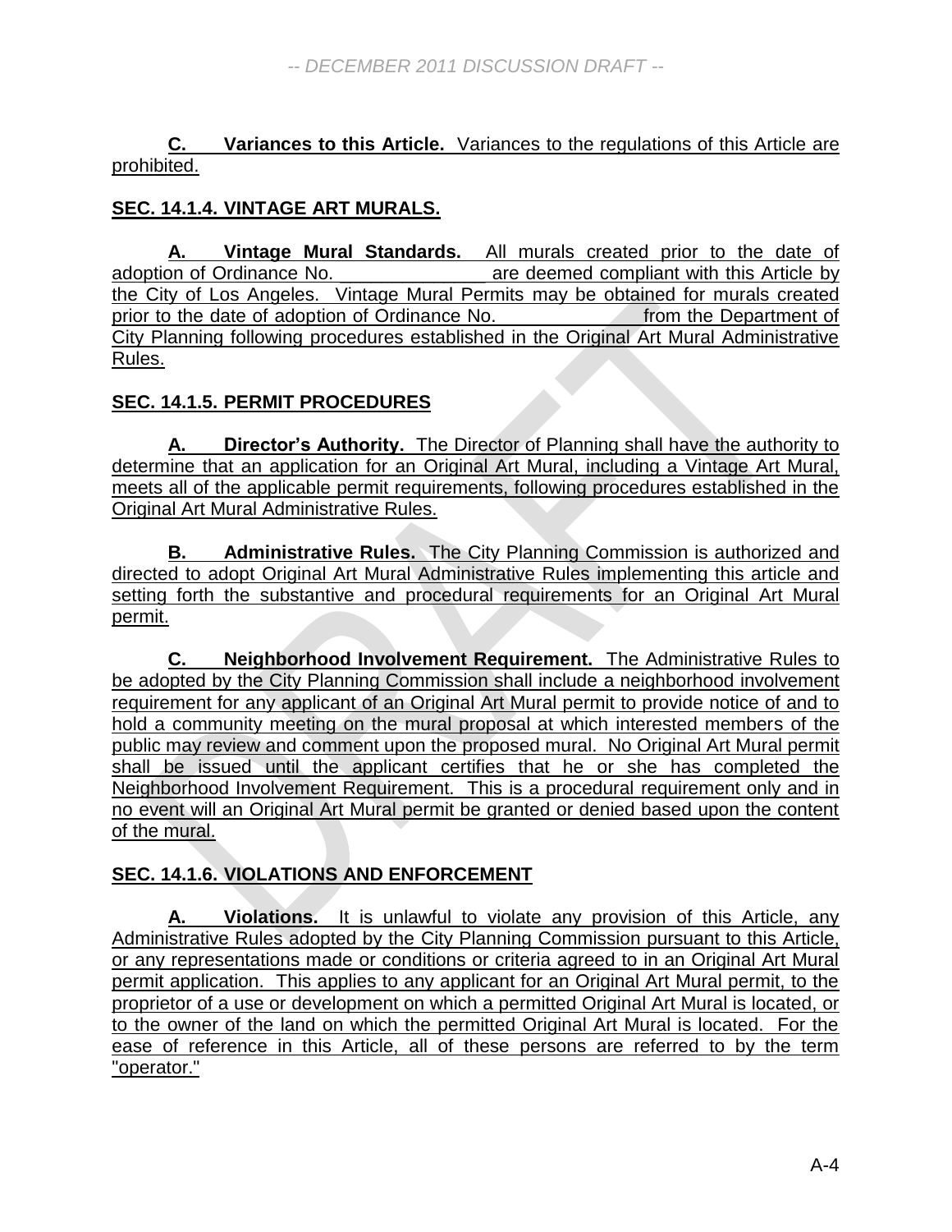**C. Variances to this Article.** Variances to the regulations of this Article are prohibited.

## SEC. 14.1.4. VINTAGE ART MURALS.

**A. Vintage Mural Standards.** All murals created prior to the date of adoption of Ordinance No. _______________ are deemed compliant with this Article by the City of Los Angeles. Vintage Mural Permits may be obtained for murals created prior to the date of adoption of Ordinance No. _______________ from the Department of City Planning following procedures established in the Original Art Mural Administrative Rules.

## SEC. 14.1.5. PERMIT PROCEDURES

**A. Director's Authority.** The Director of Planning shall have the authority to determine that an application for an Original Art Mural, including a Vintage Art Mural, meets all of the applicable permit requirements, following procedures established in the Original Art Mural Administrative Rules.

**B. Administrative Rules.** The City Planning Commission is authorized and directed to adopt Original Art Mural Administrative Rules implementing this article and setting forth the substantive and procedural requirements for an Original Art Mural permit.

**C. Neighborhood Involvement Requirement.** The Administrative Rules to be adopted by the City Planning Commission shall include a neighborhood involvement requirement for any applicant of an Original Art Mural permit to provide notice of and to hold a community meeting on the mural proposal at which interested members of the public may review and comment upon the proposed mural. No Original Art Mural permit shall be issued until the applicant certifies that he or she has completed the Neighborhood Involvement Requirement. This is a procedural requirement only and in no event will an Original Art Mural permit be granted or denied based upon the content of the mural.

## SEC. 14.1.6. VIOLATIONS AND ENFORCEMENT

**A. Violations.** It is unlawful to violate any provision of this Article, any Administrative Rules adopted by the City Planning Commission pursuant to this Article, or any representations made or conditions or criteria agreed to in an Original Art Mural permit application. This applies to any applicant for an Original Art Mural permit, to the proprietor of a use or development on which a permitted Original Art Mural is located, or to the owner of the land on which the permitted Original Art Mural is located. For the ease of reference in this Article, all of these persons are referred to by the term "operator."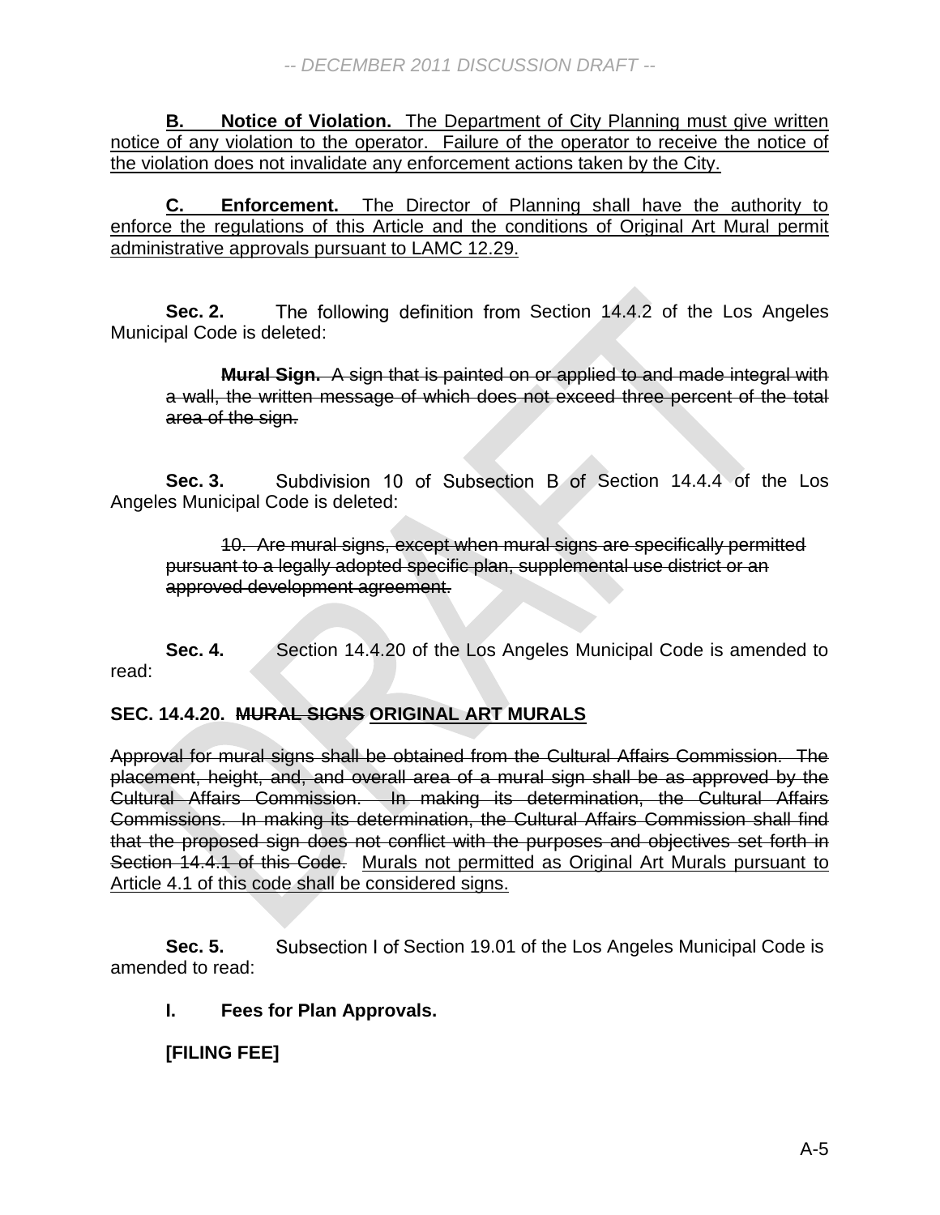**B. Notice of Violation.** The Department of City Planning must give written notice of any violation to the operator. Failure of the operator to receive the notice of the violation does not invalidate any enforcement actions taken by the City.

**C. Enforcement.** The Director of Planning shall have the authority to enforce the regulations of this Article and the conditions of Original Art Mural permit administrative approvals pursuant to LAMC 12.29.

**Sec. 2.** The following definition from Section 14.4.2 of the Los Angeles Municipal Code is deleted:

~~**Mural Sign.** A sign that is painted on or applied to and made integral with a wall, the written message of which does not exceed three percent of the total area of the sign.~~

**Sec. 3.** Subdivision 10 of Subsection B of Section 14.4.4 of the Los Angeles Municipal Code is deleted:

~~10. Are mural signs, except when mural signs are specifically permitted pursuant to a legally adopted specific plan, supplemental use district or an approved development agreement.~~

**Sec. 4.** Section 14.4.20 of the Los Angeles Municipal Code is amended to read:

**SEC. 14.4.20. ~~MURAL SIGNS~~ ORIGINAL ART MURALS**

~~Approval for mural signs shall be obtained from the Cultural Affairs Commission. The placement, height, and, and overall area of a mural sign shall be as approved by the Cultural Affairs Commission. In making its determination, the Cultural Affairs Commissions. In making its determination, the Cultural Affairs Commission shall find that the proposed sign does not conflict with the purposes and objectives set forth in Section 14.4.1 of this Code.~~ Murals not permitted as Original Art Murals pursuant to Article 4.1 of this code shall be considered signs.

**Sec. 5.** Subsection I of Section 19.01 of the Los Angeles Municipal Code is amended to read:

**I. Fees for Plan Approvals.**

**[FILING FEE]**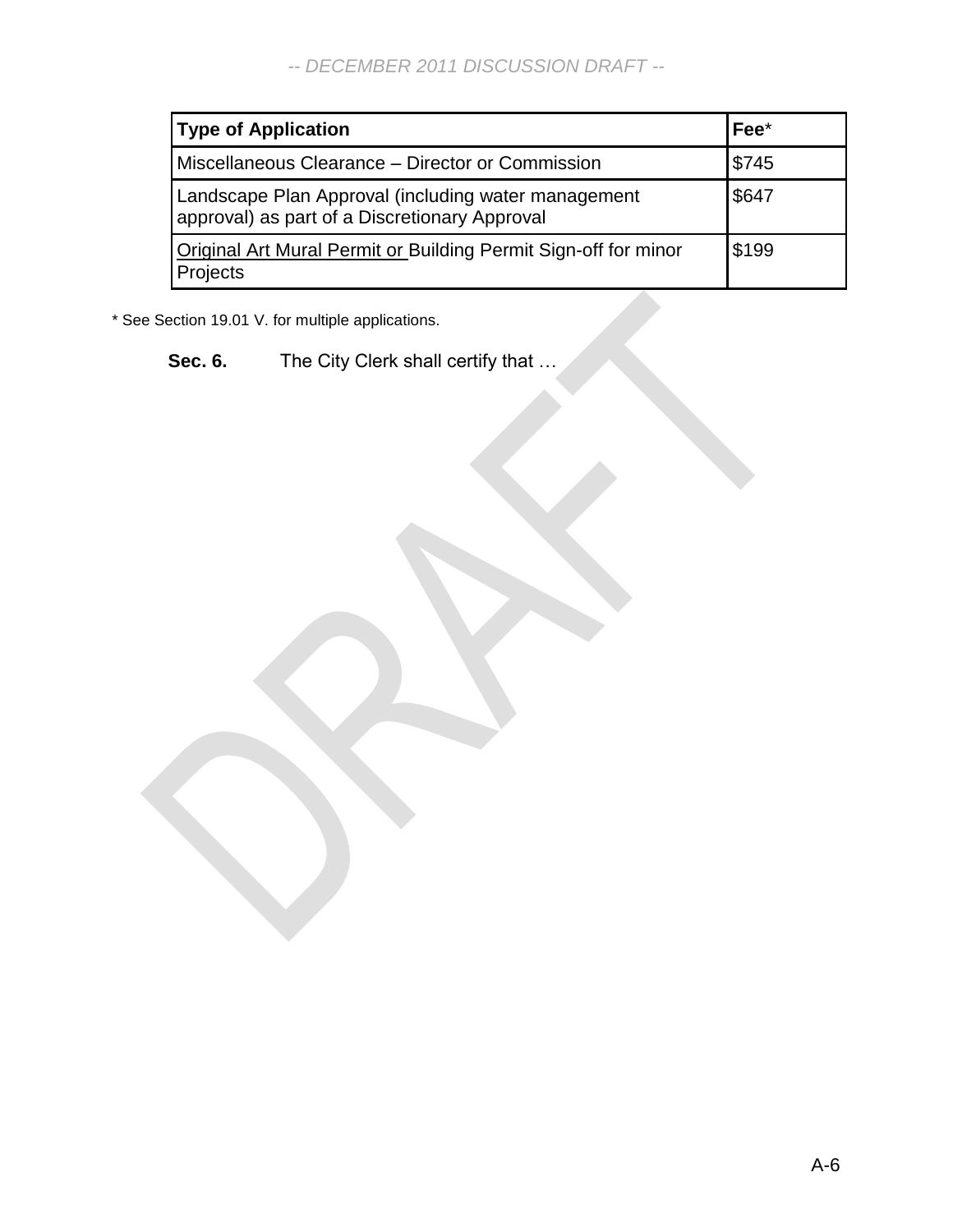| Type of Application | Fee* |
|---|---|
| Miscellaneous Clearance – Director or Commission | $745 |
| Landscape Plan Approval (including water management approval) as part of a Discretionary Approval | $647 |
| <u>Original Art Mural Permit or </u>Building Permit Sign-off for minor Projects | $199 |

* See Section 19.01 V. for multiple applications.

**Sec. 6.** The City Clerk shall certify that …